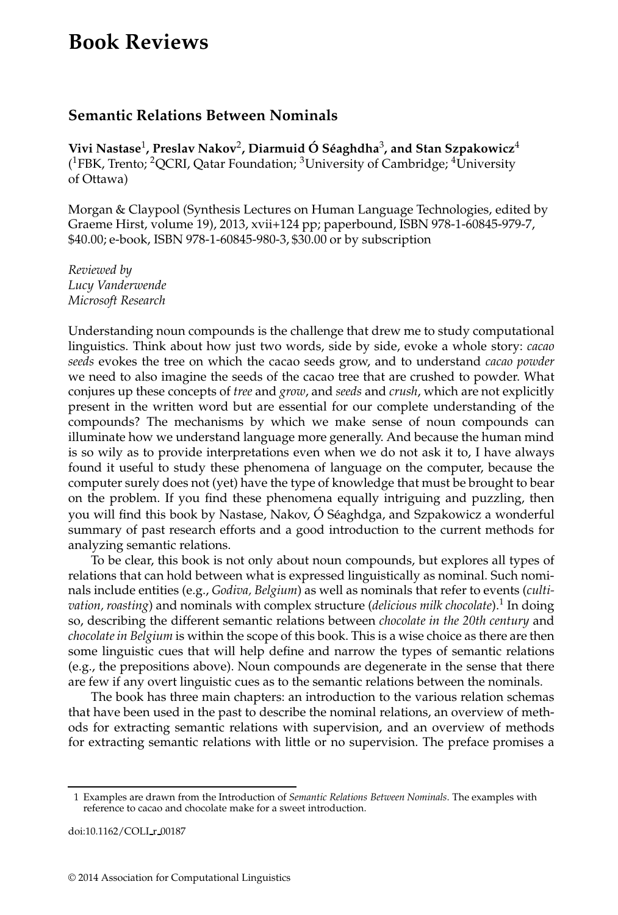# Book Reviews

## Semantic Relations Between Nominals

**Vivi Nastase[1], Preslav Nakov[2], Diarmuid Ó Séaghdha[3], and Stan Szpakowicz[4]**
([1]FBK, Trento; [2]QCRI, Qatar Foundation; [3]University of Cambridge; [4]University of Ottawa)

Morgan & Claypool (Synthesis Lectures on Human Language Technologies, edited by Graeme Hirst, volume 19), 2013, xvii+124 pp; paperbound, ISBN 978-1-60845-979-7, $40.00; e-book, ISBN 978-1-60845-980-3, $30.00 or by subscription

*Reviewed by*
*Lucy Vanderwende*
*Microsoft Research*

Understanding noun compounds is the challenge that drew me to study computational linguistics. Think about how just two words, side by side, evoke a whole story: *cacao seeds* evokes the tree on which the cacao seeds grow, and to understand *cacao powder* we need to also imagine the seeds of the cacao tree that are crushed to powder. What conjures up these concepts of *tree* and *grow*, and *seeds* and *crush*, which are not explicitly present in the written word but are essential for our complete understanding of the compounds? The mechanisms by which we make sense of noun compounds can illuminate how we understand language more generally. And because the human mind is so wily as to provide interpretations even when we do not ask it to, I have always found it useful to study these phenomena of language on the computer, because the computer surely does not (yet) have the type of knowledge that must be brought to bear on the problem. If you find these phenomena equally intriguing and puzzling, then you will find this book by Nastase, Nakov, Ó Séaghdga, and Szpakowicz a wonderful summary of past research efforts and a good introduction to the current methods for analyzing semantic relations.

To be clear, this book is not only about noun compounds, but explores all types of relations that can hold between what is expressed linguistically as nominal. Such nominals include entities (e.g., *Godiva, Belgium*) as well as nominals that refer to events (*cultivation, roasting*) and nominals with complex structure (*delicious milk chocolate*).[1] In doing so, describing the different semantic relations between *chocolate in the 20th century* and *chocolate in Belgium* is within the scope of this book. This is a wise choice as there are then some linguistic cues that will help define and narrow the types of semantic relations (e.g., the prepositions above). Noun compounds are degenerate in the sense that there are few if any overt linguistic cues as to the semantic relations between the nominals.

The book has three main chapters: an introduction to the various relation schemas that have been used in the past to describe the nominal relations, an overview of methods for extracting semantic relations with supervision, and an overview of methods for extracting semantic relations with little or no supervision. The preface promises a

1 Examples are drawn from the Introduction of *Semantic Relations Between Nominals*. The examples with reference to cacao and chocolate make for a sweet introduction.

doi:10.1162/COLI_r_00187

© 2014 Association for Computational Linguistics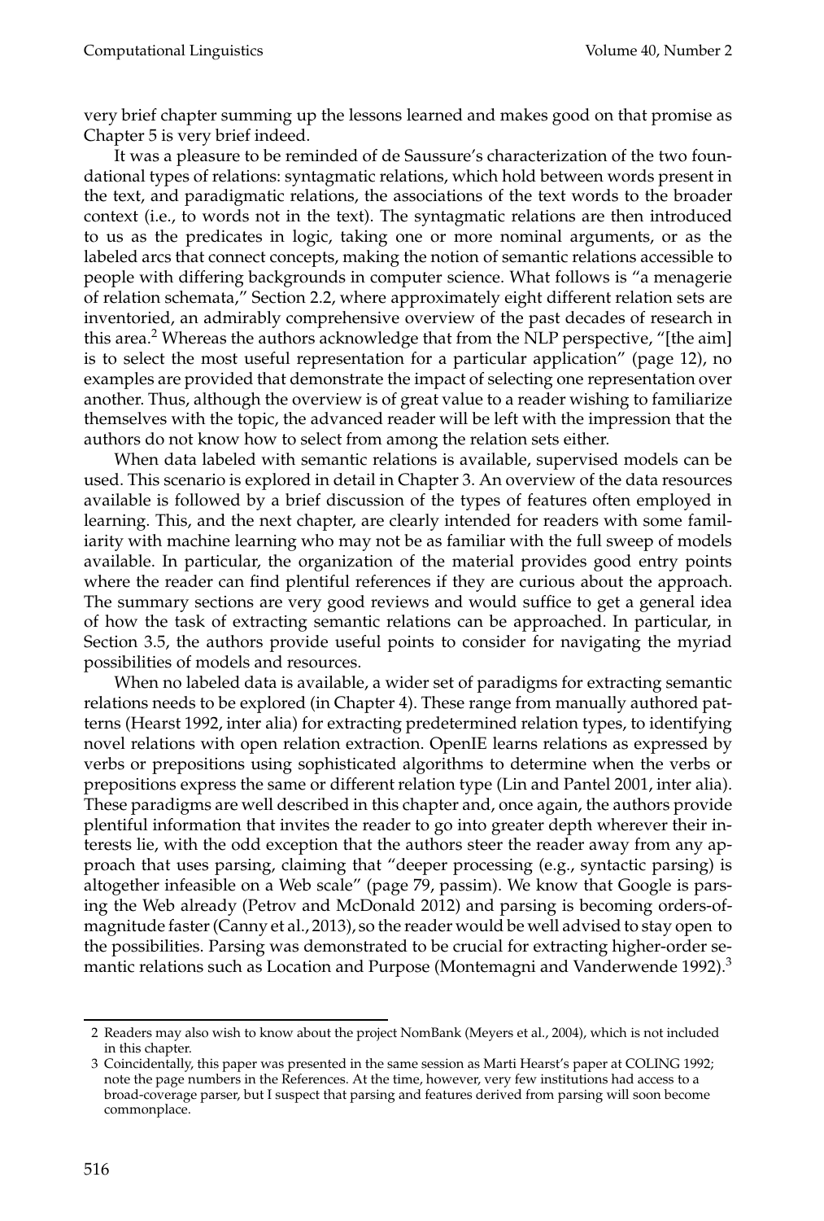very brief chapter summing up the lessons learned and makes good on that promise as Chapter 5 is very brief indeed.

It was a pleasure to be reminded of de Saussure's characterization of the two foundational types of relations: syntagmatic relations, which hold between words present in the text, and paradigmatic relations, the associations of the text words to the broader context (i.e., to words not in the text). The syntagmatic relations are then introduced to us as the predicates in logic, taking one or more nominal arguments, or as the labeled arcs that connect concepts, making the notion of semantic relations accessible to people with differing backgrounds in computer science. What follows is "a menagerie of relation schemata," Section 2.2, where approximately eight different relation sets are inventoried, an admirably comprehensive overview of the past decades of research in this area.[2] Whereas the authors acknowledge that from the NLP perspective, "[the aim] is to select the most useful representation for a particular application" (page 12), no examples are provided that demonstrate the impact of selecting one representation over another. Thus, although the overview is of great value to a reader wishing to familiarize themselves with the topic, the advanced reader will be left with the impression that the authors do not know how to select from among the relation sets either.

When data labeled with semantic relations is available, supervised models can be used. This scenario is explored in detail in Chapter 3. An overview of the data resources available is followed by a brief discussion of the types of features often employed in learning. This, and the next chapter, are clearly intended for readers with some familiarity with machine learning who may not be as familiar with the full sweep of models available. In particular, the organization of the material provides good entry points where the reader can find plentiful references if they are curious about the approach. The summary sections are very good reviews and would suffice to get a general idea of how the task of extracting semantic relations can be approached. In particular, in Section 3.5, the authors provide useful points to consider for navigating the myriad possibilities of models and resources.

When no labeled data is available, a wider set of paradigms for extracting semantic relations needs to be explored (in Chapter 4). These range from manually authored patterns (Hearst 1992, inter alia) for extracting predetermined relation types, to identifying novel relations with open relation extraction. OpenIE learns relations as expressed by verbs or prepositions using sophisticated algorithms to determine when the verbs or prepositions express the same or different relation type (Lin and Pantel 2001, inter alia). These paradigms are well described in this chapter and, once again, the authors provide plentiful information that invites the reader to go into greater depth wherever their interests lie, with the odd exception that the authors steer the reader away from any approach that uses parsing, claiming that "deeper processing (e.g., syntactic parsing) is altogether infeasible on a Web scale" (page 79, passim). We know that Google is parsing the Web already (Petrov and McDonald 2012) and parsing is becoming orders-of-magnitude faster (Canny et al., 2013), so the reader would be well advised to stay open to the possibilities. Parsing was demonstrated to be crucial for extracting higher-order semantic relations such as Location and Purpose (Montemagni and Vanderwende 1992).[3]

---

2 Readers may also wish to know about the project NomBank (Meyers et al., 2004), which is not included in this chapter.

3 Coincidentally, this paper was presented in the same session as Marti Hearst's paper at COLING 1992; note the page numbers in the References. At the time, however, very few institutions had access to a broad-coverage parser, but I suspect that parsing and features derived from parsing will soon become commonplace.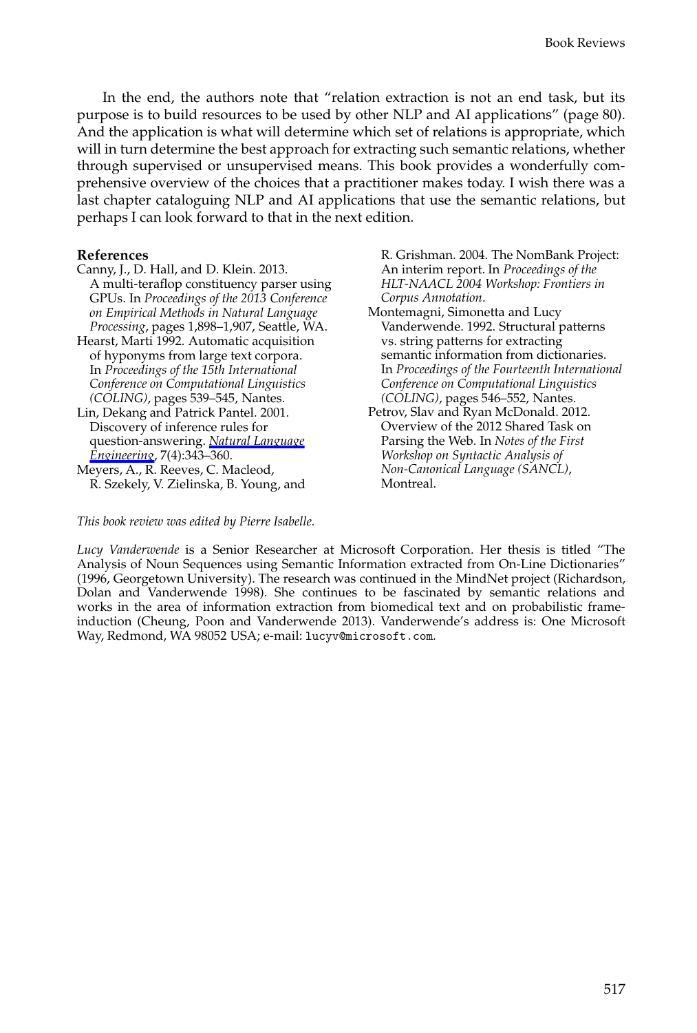In the end, the authors note that "relation extraction is not an end task, but its purpose is to build resources to be used by other NLP and AI applications" (page 80). And the application is what will determine which set of relations is appropriate, which will in turn determine the best approach for extracting such semantic relations, whether through supervised or unsupervised means. This book provides a wonderfully comprehensive overview of the choices that a practitioner makes today. I wish there was a last chapter cataloguing NLP and AI applications that use the semantic relations, but perhaps I can look forward to that in the next edition.

## References

Canny, J., D. Hall, and D. Klein. 2013. A multi-teraflop constituency parser using GPUs. In *Proceedings of the 2013 Conference on Empirical Methods in Natural Language Processing*, pages 1,898–1,907, Seattle, WA.

Hearst, Marti 1992. Automatic acquisition of hyponyms from large text corpora. In *Proceedings of the 15th International Conference on Computational Linguistics (COLING)*, pages 539–545, Nantes.

Lin, Dekang and Patrick Pantel. 2001. Discovery of inference rules for question-answering. *Natural Language Engineering*, 7(4):343–360.

Meyers, A., R. Reeves, C. Macleod, R. Szekely, V. Zielinska, B. Young, and R. Grishman. 2004. The NomBank Project: An interim report. In *Proceedings of the HLT-NAACL 2004 Workshop: Frontiers in Corpus Annotation*.

Montemagni, Simonetta and Lucy Vanderwende. 1992. Structural patterns vs. string patterns for extracting semantic information from dictionaries. In *Proceedings of the Fourteenth International Conference on Computational Linguistics (COLING)*, pages 546–552, Nantes.

Petrov, Slav and Ryan McDonald. 2012. Overview of the 2012 Shared Task on Parsing the Web. In *Notes of the First Workshop on Syntactic Analysis of Non-Canonical Language (SANCL)*, Montreal.

*This book review was edited by Pierre Isabelle.*

*Lucy Vanderwende* is a Senior Researcher at Microsoft Corporation. Her thesis is titled "The Analysis of Noun Sequences using Semantic Information extracted from On-Line Dictionaries" (1996, Georgetown University). The research was continued in the MindNet project (Richardson, Dolan and Vanderwende 1998). She continues to be fascinated by semantic relations and works in the area of information extraction from biomedical text and on probabilistic frame-induction (Cheung, Poon and Vanderwende 2013). Vanderwende's address is: One Microsoft Way, Redmond, WA 98052 USA; e-mail: lucyv@microsoft.com.